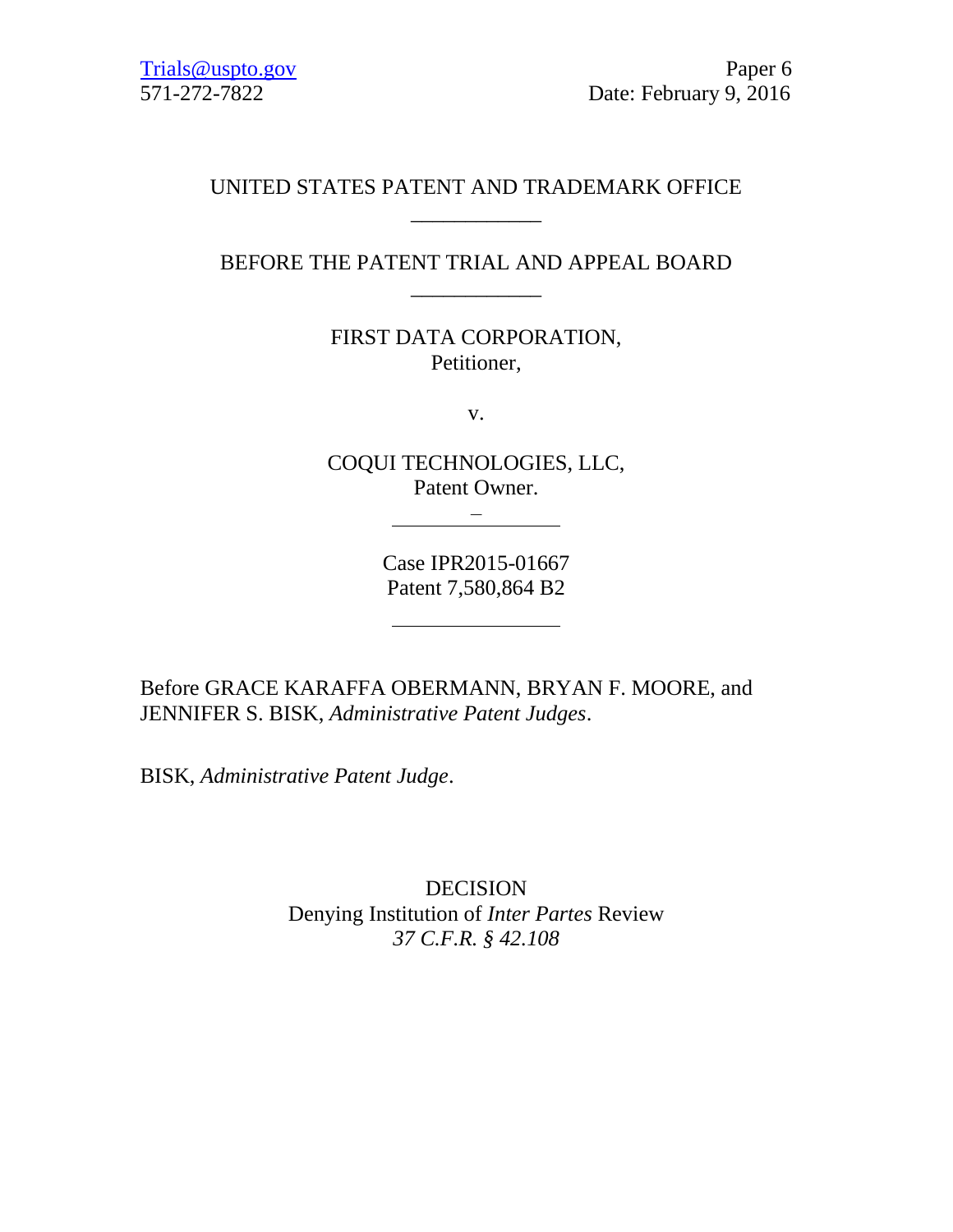Trials@uspto.gov
571-272-7822

Paper 6
Date: February 9, 2016

UNITED STATES PATENT AND TRADEMARK OFFICE

---

BEFORE THE PATENT TRIAL AND APPEAL BOARD

---

FIRST DATA CORPORATION,
Petitioner,

v.

COQUI TECHNOLOGIES, LLC,
Patent Owner.

---

Case IPR2015-01667
Patent 7,580,864 B2

---

Before GRACE KARAFFA OBERMANN, BRYAN F. MOORE, and JENNIFER S. BISK, *Administrative Patent Judges*.

BISK, *Administrative Patent Judge*.

DECISION
Denying Institution of *Inter Partes* Review
*37 C.F.R. § 42.108*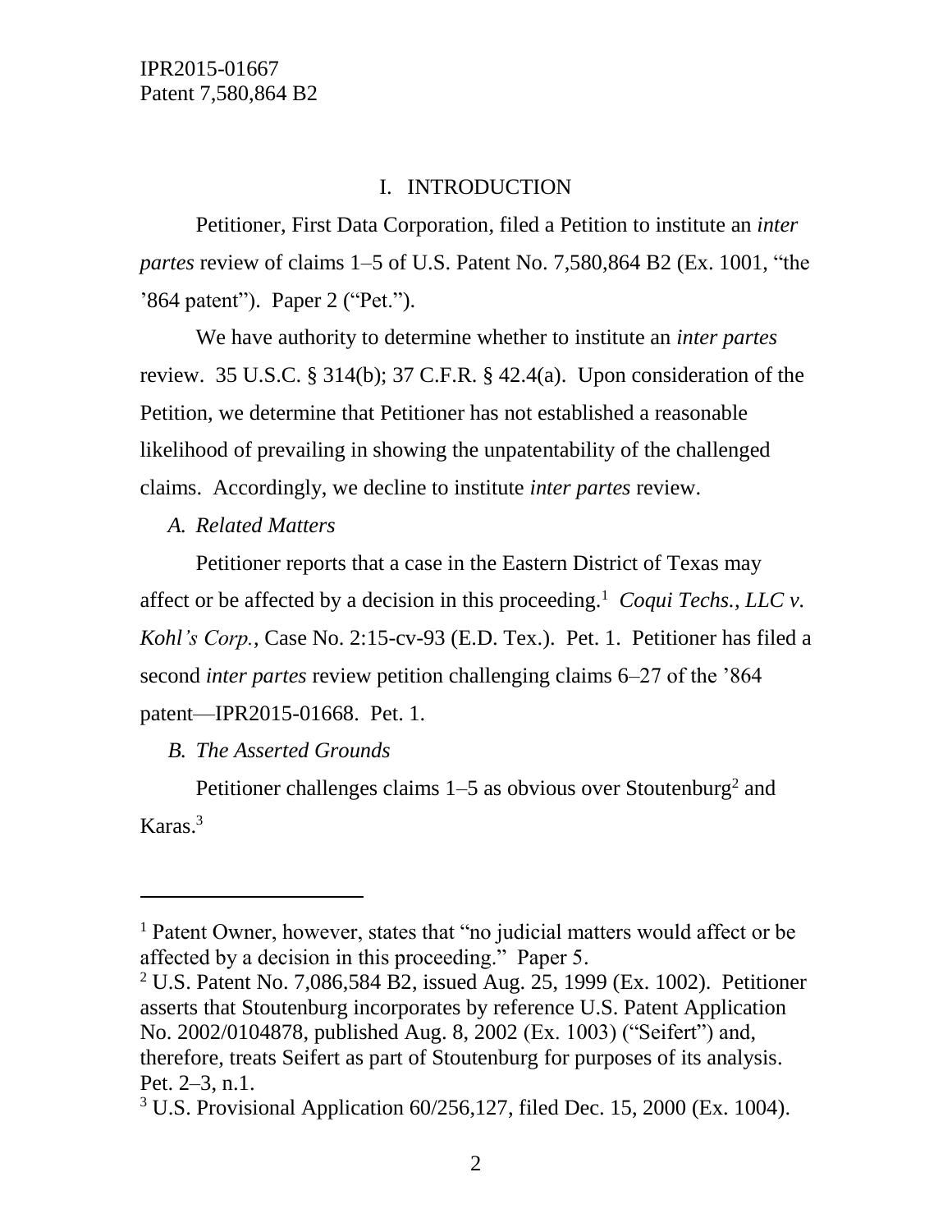# I. INTRODUCTION

Petitioner, First Data Corporation, filed a Petition to institute an *inter partes* review of claims 1–5 of U.S. Patent No. 7,580,864 B2 (Ex. 1001, "the '864 patent"). Paper 2 ("Pet.").

We have authority to determine whether to institute an *inter partes* review. 35 U.S.C. § 314(b); 37 C.F.R. § 42.4(a). Upon consideration of the Petition, we determine that Petitioner has not established a reasonable likelihood of prevailing in showing the unpatentability of the challenged claims. Accordingly, we decline to institute *inter partes* review.

## *A. Related Matters*

Petitioner reports that a case in the Eastern District of Texas may affect or be affected by a decision in this proceeding.[1] *Coqui Techs., LLC v. Kohl's Corp.*, Case No. 2:15-cv-93 (E.D. Tex.). Pet. 1. Petitioner has filed a second *inter partes* review petition challenging claims 6–27 of the '864 patent—IPR2015-01668. Pet. 1.

## *B. The Asserted Grounds*

Petitioner challenges claims 1–5 as obvious over Stoutenburg[2] and Karas.[3]

---

[1] Patent Owner, however, states that "no judicial matters would affect or be affected by a decision in this proceeding." Paper 5.

[2] U.S. Patent No. 7,086,584 B2, issued Aug. 25, 1999 (Ex. 1002). Petitioner asserts that Stoutenburg incorporates by reference U.S. Patent Application No. 2002/0104878, published Aug. 8, 2002 (Ex. 1003) ("Seifert") and, therefore, treats Seifert as part of Stoutenburg for purposes of its analysis. Pet. 2–3, n.1.

[3] U.S. Provisional Application 60/256,127, filed Dec. 15, 2000 (Ex. 1004).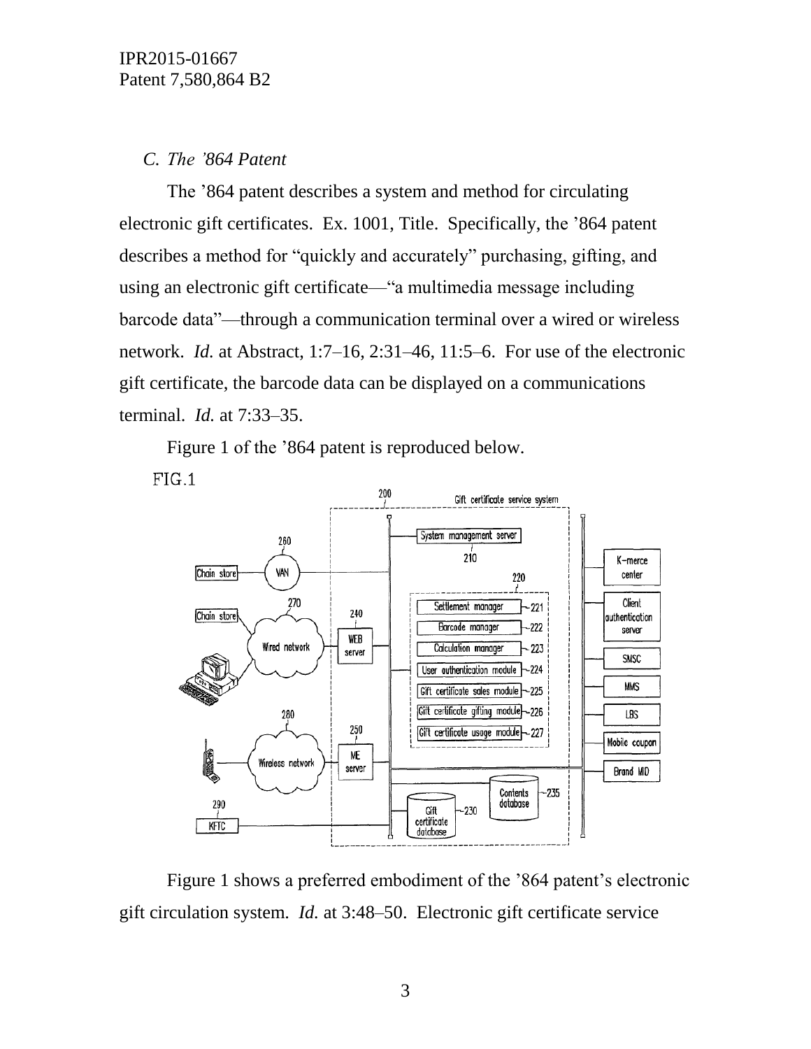### *C. The '864 Patent*

The '864 patent describes a system and method for circulating electronic gift certificates. Ex. 1001, Title. Specifically, the '864 patent describes a method for "quickly and accurately" purchasing, gifting, and using an electronic gift certificate—"a multimedia message including barcode data"—through a communication terminal over a wired or wireless network. *Id.* at Abstract, 1:7–16, 2:31–46, 11:5–6. For use of the electronic gift certificate, the barcode data can be displayed on a communications terminal. *Id.* at 7:33–35.

Figure 1 of the '864 patent is reproduced below.

FIG.1

Figure 1 shows a preferred embodiment of the '864 patent's electronic gift circulation system. *Id.* at 3:48–50. Electronic gift certificate service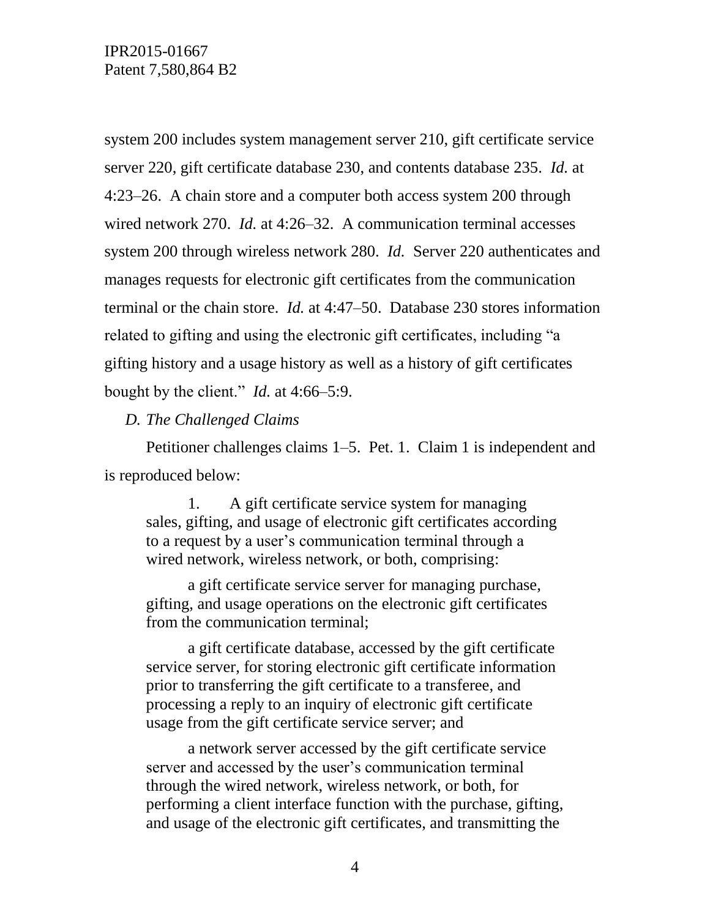system 200 includes system management server 210, gift certificate service server 220, gift certificate database 230, and contents database 235. *Id.* at 4:23–26. A chain store and a computer both access system 200 through wired network 270. *Id.* at 4:26–32. A communication terminal accesses system 200 through wireless network 280. *Id.* Server 220 authenticates and manages requests for electronic gift certificates from the communication terminal or the chain store. *Id.* at 4:47–50. Database 230 stores information related to gifting and using the electronic gift certificates, including "a gifting history and a usage history as well as a history of gift certificates bought by the client." *Id.* at 4:66–5:9.

### *D. The Challenged Claims*

Petitioner challenges claims 1–5. Pet. 1. Claim 1 is independent and is reproduced below:

> 1. A gift certificate service system for managing sales, gifting, and usage of electronic gift certificates according to a request by a user's communication terminal through a wired network, wireless network, or both, comprising:
>
> a gift certificate service server for managing purchase, gifting, and usage operations on the electronic gift certificates from the communication terminal;
>
> a gift certificate database, accessed by the gift certificate service server, for storing electronic gift certificate information prior to transferring the gift certificate to a transferee, and processing a reply to an inquiry of electronic gift certificate usage from the gift certificate service server; and
>
> a network server accessed by the gift certificate service server and accessed by the user's communication terminal through the wired network, wireless network, or both, for performing a client interface function with the purchase, gifting, and usage of the electronic gift certificates, and transmitting the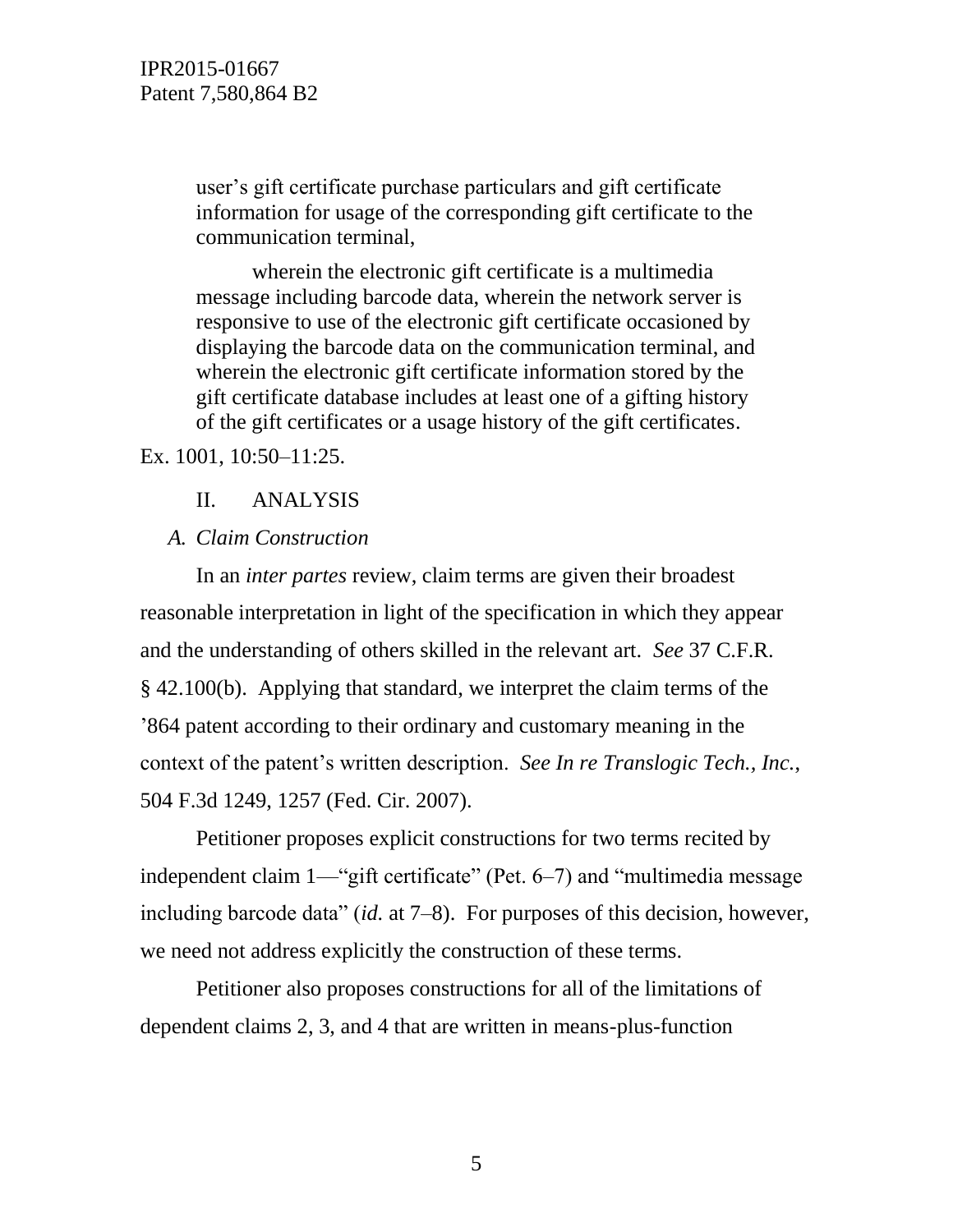> user's gift certificate purchase particulars and gift certificate information for usage of the corresponding gift certificate to the communication terminal,
>
> wherein the electronic gift certificate is a multimedia message including barcode data, wherein the network server is responsive to use of the electronic gift certificate occasioned by displaying the barcode data on the communication terminal, and wherein the electronic gift certificate information stored by the gift certificate database includes at least one of a gifting history of the gift certificates or a usage history of the gift certificates.

Ex. 1001, 10:50–11:25.

## II. ANALYSIS

### *A. Claim Construction*

In an *inter partes* review, claim terms are given their broadest reasonable interpretation in light of the specification in which they appear and the understanding of others skilled in the relevant art. *See* 37 C.F.R. § 42.100(b). Applying that standard, we interpret the claim terms of the '864 patent according to their ordinary and customary meaning in the context of the patent's written description. *See In re Translogic Tech., Inc.*, 504 F.3d 1249, 1257 (Fed. Cir. 2007).

Petitioner proposes explicit constructions for two terms recited by independent claim 1—"gift certificate" (Pet. 6–7) and "multimedia message including barcode data" (*id.* at 7–8). For purposes of this decision, however, we need not address explicitly the construction of these terms.

Petitioner also proposes constructions for all of the limitations of dependent claims 2, 3, and 4 that are written in means-plus-function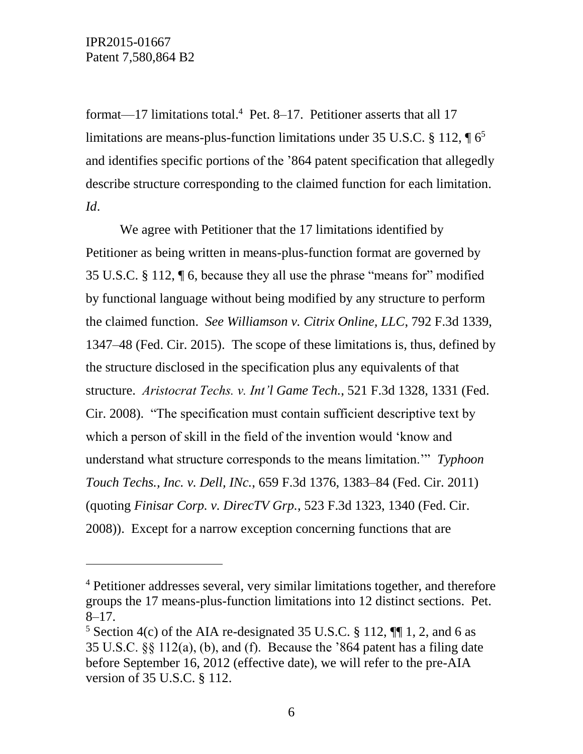format—17 limitations total.[4] Pet. 8–17. Petitioner asserts that all 17 limitations are means-plus-function limitations under 35 U.S.C. § 112, ¶ 6[5] and identifies specific portions of the ’864 patent specification that allegedly describe structure corresponding to the claimed function for each limitation. *Id*.

We agree with Petitioner that the 17 limitations identified by Petitioner as being written in means-plus-function format are governed by 35 U.S.C. § 112, ¶ 6, because they all use the phrase "means for" modified by functional language without being modified by any structure to perform the claimed function. *See Williamson v. Citrix Online, LLC*, 792 F.3d 1339, 1347–48 (Fed. Cir. 2015). The scope of these limitations is, thus, defined by the structure disclosed in the specification plus any equivalents of that structure. *Aristocrat Techs. v. Int'l Game Tech.*, 521 F.3d 1328, 1331 (Fed. Cir. 2008). "The specification must contain sufficient descriptive text by which a person of skill in the field of the invention would 'know and understand what structure corresponds to the means limitation.'" *Typhoon Touch Techs., Inc. v. Dell, INc.*, 659 F.3d 1376, 1383–84 (Fed. Cir. 2011) (quoting *Finisar Corp. v. DirecTV Grp.*, 523 F.3d 1323, 1340 (Fed. Cir. 2008)). Except for a narrow exception concerning functions that are

---

[4] Petitioner addresses several, very similar limitations together, and therefore groups the 17 means-plus-function limitations into 12 distinct sections. Pet. 8–17.

[5] Section 4(c) of the AIA re-designated 35 U.S.C. § 112, ¶¶ 1, 2, and 6 as 35 U.S.C. §§ 112(a), (b), and (f). Because the ’864 patent has a filing date before September 16, 2012 (effective date), we will refer to the pre-AIA version of 35 U.S.C. § 112.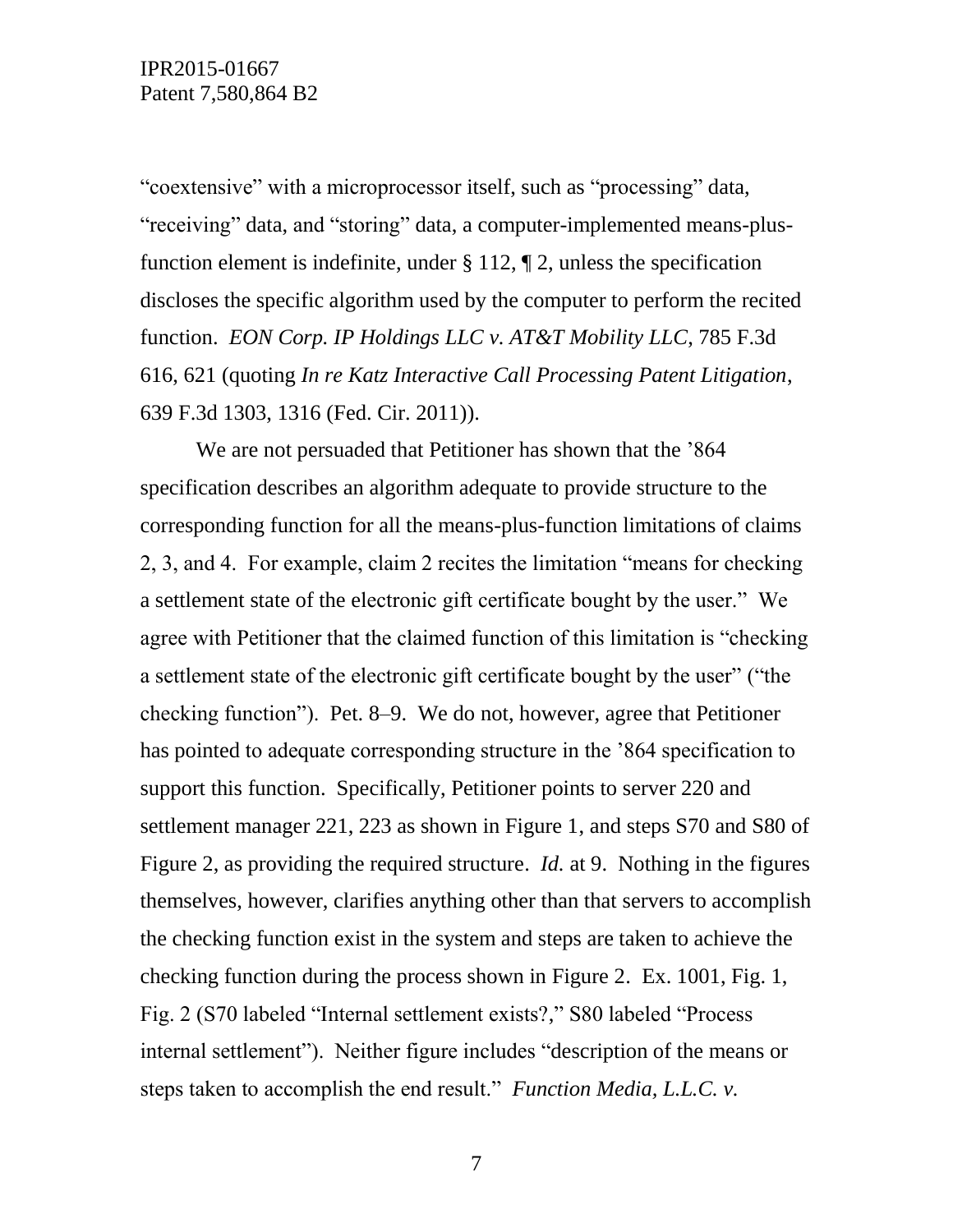"coextensive" with a microprocessor itself, such as "processing" data, "receiving" data, and "storing" data, a computer-implemented means-plus-function element is indefinite, under § 112, ¶ 2, unless the specification discloses the specific algorithm used by the computer to perform the recited function. *EON Corp. IP Holdings LLC v. AT&T Mobility LLC*, 785 F.3d 616, 621 (quoting *In re Katz Interactive Call Processing Patent Litigation*, 639 F.3d 1303, 1316 (Fed. Cir. 2011)).

We are not persuaded that Petitioner has shown that the '864 specification describes an algorithm adequate to provide structure to the corresponding function for all the means-plus-function limitations of claims 2, 3, and 4. For example, claim 2 recites the limitation "means for checking a settlement state of the electronic gift certificate bought by the user." We agree with Petitioner that the claimed function of this limitation is "checking a settlement state of the electronic gift certificate bought by the user" ("the checking function"). Pet. 8–9. We do not, however, agree that Petitioner has pointed to adequate corresponding structure in the '864 specification to support this function. Specifically, Petitioner points to server 220 and settlement manager 221, 223 as shown in Figure 1, and steps S70 and S80 of Figure 2, as providing the required structure. *Id.* at 9. Nothing in the figures themselves, however, clarifies anything other than that servers to accomplish the checking function exist in the system and steps are taken to achieve the checking function during the process shown in Figure 2. Ex. 1001, Fig. 1, Fig. 2 (S70 labeled "Internal settlement exists?," S80 labeled "Process internal settlement"). Neither figure includes "description of the means or steps taken to accomplish the end result." *Function Media, L.L.C. v.*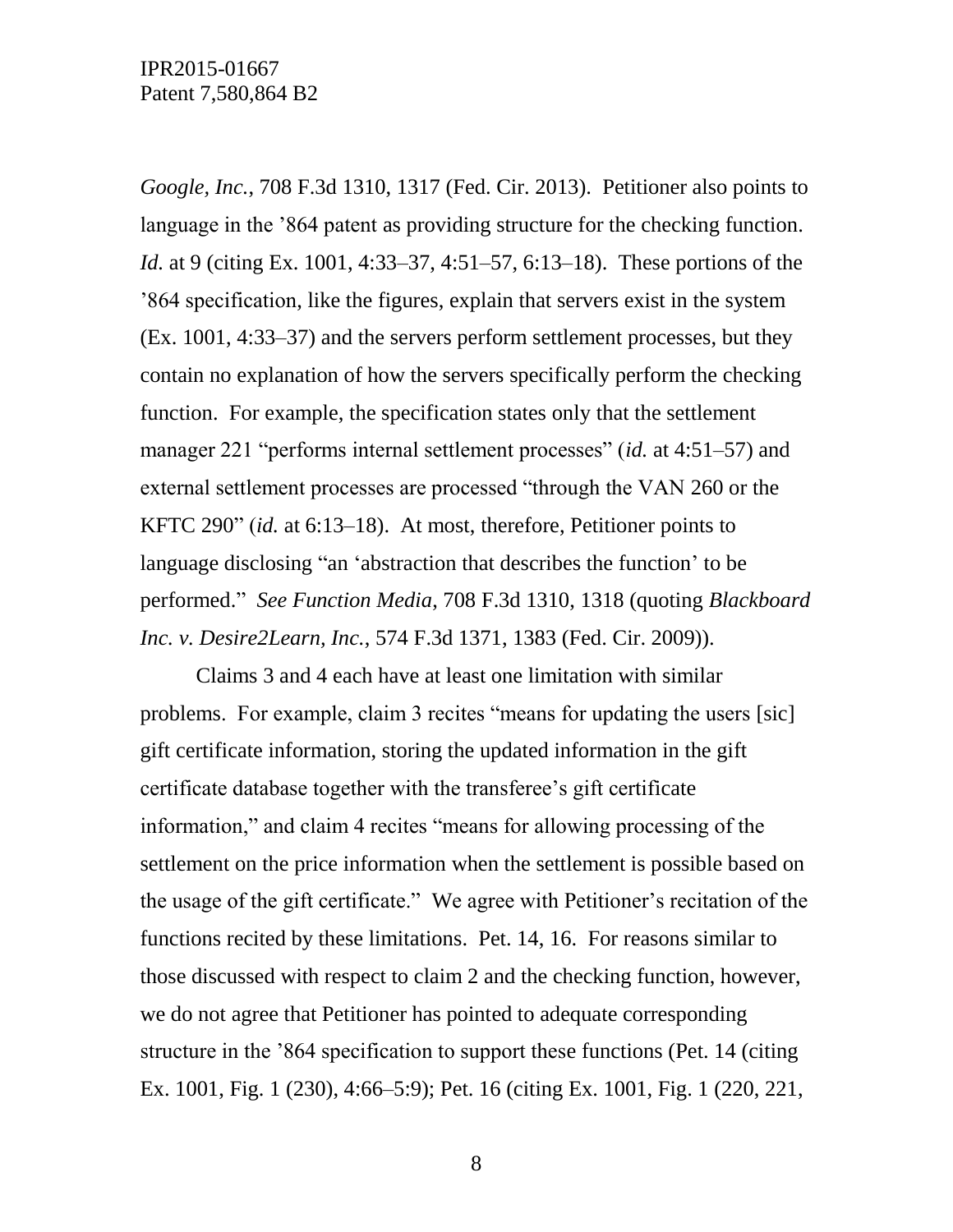*Google, Inc.*, 708 F.3d 1310, 1317 (Fed. Cir. 2013). Petitioner also points to language in the '864 patent as providing structure for the checking function. *Id.* at 9 (citing Ex. 1001, 4:33–37, 4:51–57, 6:13–18). These portions of the '864 specification, like the figures, explain that servers exist in the system (Ex. 1001, 4:33–37) and the servers perform settlement processes, but they contain no explanation of how the servers specifically perform the checking function. For example, the specification states only that the settlement manager 221 "performs internal settlement processes" (*id.* at 4:51–57) and external settlement processes are processed "through the VAN 260 or the KFTC 290" (*id.* at 6:13–18). At most, therefore, Petitioner points to language disclosing "an 'abstraction that describes the function' to be performed." *See Function Media*, 708 F.3d 1310, 1318 (quoting *Blackboard Inc. v. Desire2Learn, Inc.*, 574 F.3d 1371, 1383 (Fed. Cir. 2009)).

Claims 3 and 4 each have at least one limitation with similar problems. For example, claim 3 recites "means for updating the users [sic] gift certificate information, storing the updated information in the gift certificate database together with the transferee's gift certificate information," and claim 4 recites "means for allowing processing of the settlement on the price information when the settlement is possible based on the usage of the gift certificate." We agree with Petitioner's recitation of the functions recited by these limitations. Pet. 14, 16. For reasons similar to those discussed with respect to claim 2 and the checking function, however, we do not agree that Petitioner has pointed to adequate corresponding structure in the '864 specification to support these functions (Pet. 14 (citing Ex. 1001, Fig. 1 (230), 4:66–5:9); Pet. 16 (citing Ex. 1001, Fig. 1 (220, 221,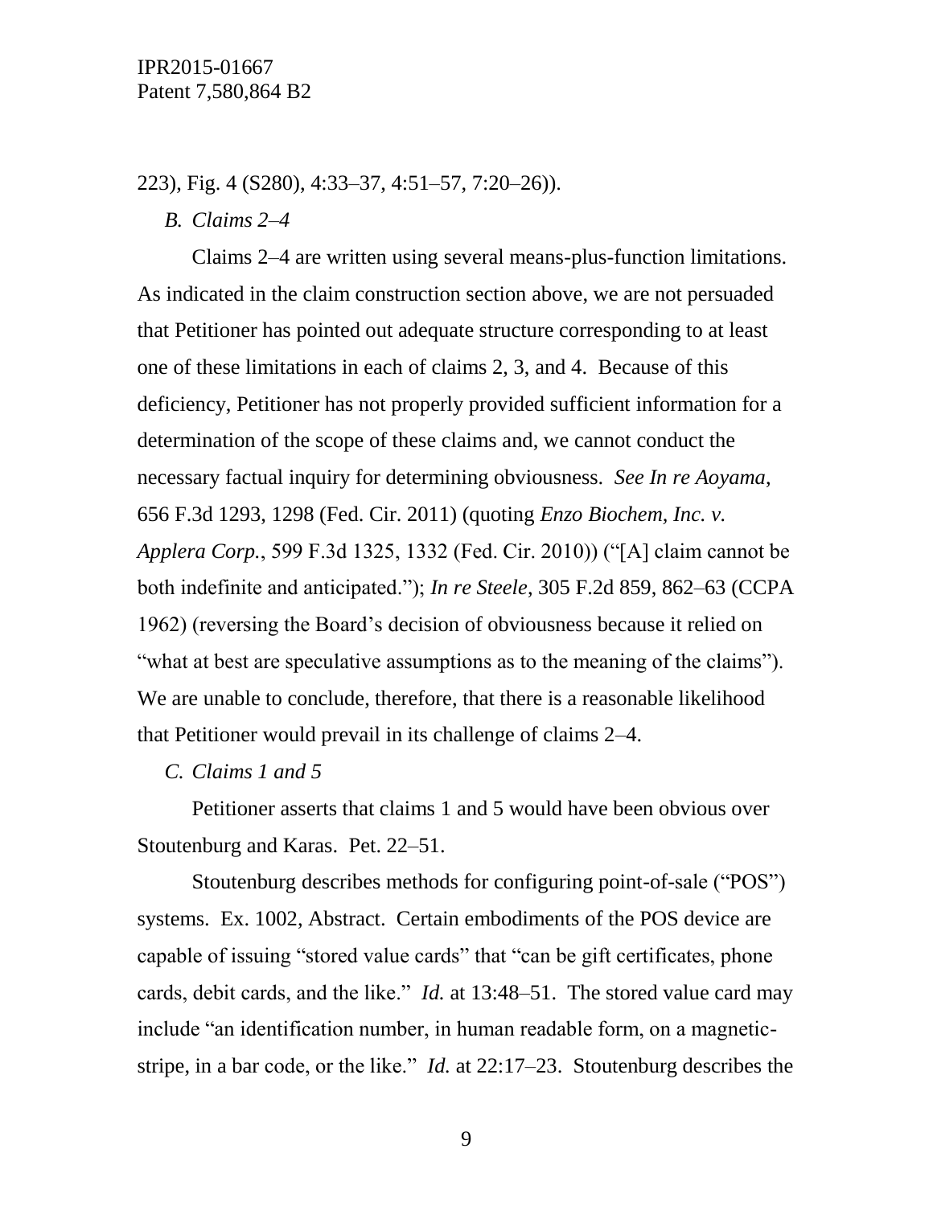223), Fig. 4 (S280), 4:33–37, 4:51–57, 7:20–26)).

### *B. Claims 2–4*

Claims 2–4 are written using several means-plus-function limitations. As indicated in the claim construction section above, we are not persuaded that Petitioner has pointed out adequate structure corresponding to at least one of these limitations in each of claims 2, 3, and 4. Because of this deficiency, Petitioner has not properly provided sufficient information for a determination of the scope of these claims and, we cannot conduct the necessary factual inquiry for determining obviousness. *See In re Aoyama*, 656 F.3d 1293, 1298 (Fed. Cir. 2011) (quoting *Enzo Biochem, Inc. v. Applera Corp.*, 599 F.3d 1325, 1332 (Fed. Cir. 2010)) ("[A] claim cannot be both indefinite and anticipated."); *In re Steele*, 305 F.2d 859, 862–63 (CCPA 1962) (reversing the Board's decision of obviousness because it relied on "what at best are speculative assumptions as to the meaning of the claims"). We are unable to conclude, therefore, that there is a reasonable likelihood that Petitioner would prevail in its challenge of claims 2–4.

### *C. Claims 1 and 5*

Petitioner asserts that claims 1 and 5 would have been obvious over Stoutenburg and Karas. Pet. 22–51.

Stoutenburg describes methods for configuring point-of-sale ("POS") systems. Ex. 1002, Abstract. Certain embodiments of the POS device are capable of issuing "stored value cards" that "can be gift certificates, phone cards, debit cards, and the like." *Id.* at 13:48–51. The stored value card may include "an identification number, in human readable form, on a magnetic-stripe, in a bar code, or the like." *Id.* at 22:17–23. Stoutenburg describes the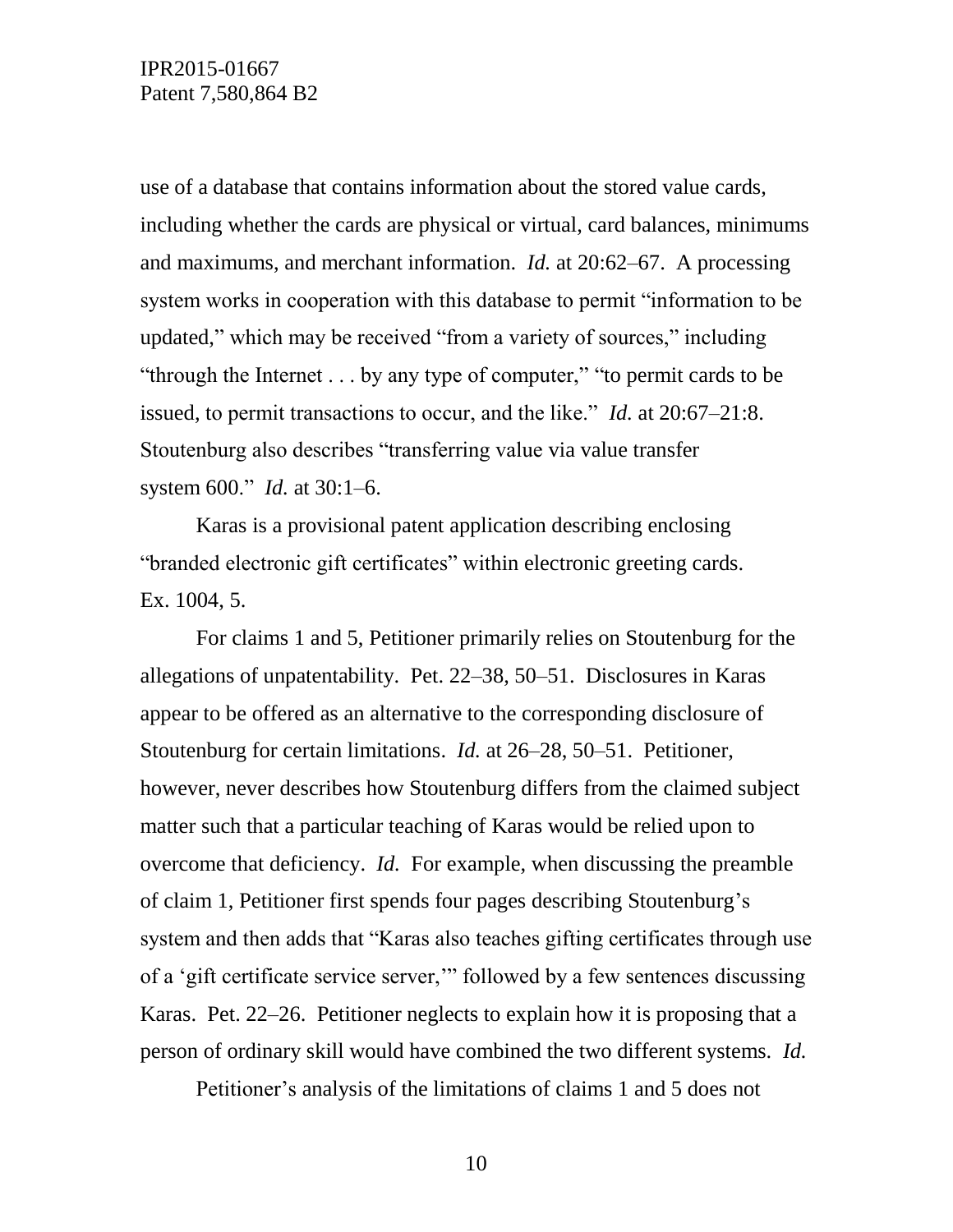use of a database that contains information about the stored value cards, including whether the cards are physical or virtual, card balances, minimums and maximums, and merchant information. *Id.* at 20:62–67. A processing system works in cooperation with this database to permit "information to be updated," which may be received "from a variety of sources," including "through the Internet . . . by any type of computer," "to permit cards to be issued, to permit transactions to occur, and the like." *Id.* at 20:67–21:8. Stoutenburg also describes "transferring value via value transfer system 600." *Id.* at 30:1–6.

Karas is a provisional patent application describing enclosing "branded electronic gift certificates" within electronic greeting cards. Ex. 1004, 5.

For claims 1 and 5, Petitioner primarily relies on Stoutenburg for the allegations of unpatentability. Pet. 22–38, 50–51. Disclosures in Karas appear to be offered as an alternative to the corresponding disclosure of Stoutenburg for certain limitations. *Id.* at 26–28, 50–51. Petitioner, however, never describes how Stoutenburg differs from the claimed subject matter such that a particular teaching of Karas would be relied upon to overcome that deficiency. *Id.* For example, when discussing the preamble of claim 1, Petitioner first spends four pages describing Stoutenburg's system and then adds that "Karas also teaches gifting certificates through use of a 'gift certificate service server,'" followed by a few sentences discussing Karas. Pet. 22–26. Petitioner neglects to explain how it is proposing that a person of ordinary skill would have combined the two different systems. *Id.*

Petitioner's analysis of the limitations of claims 1 and 5 does not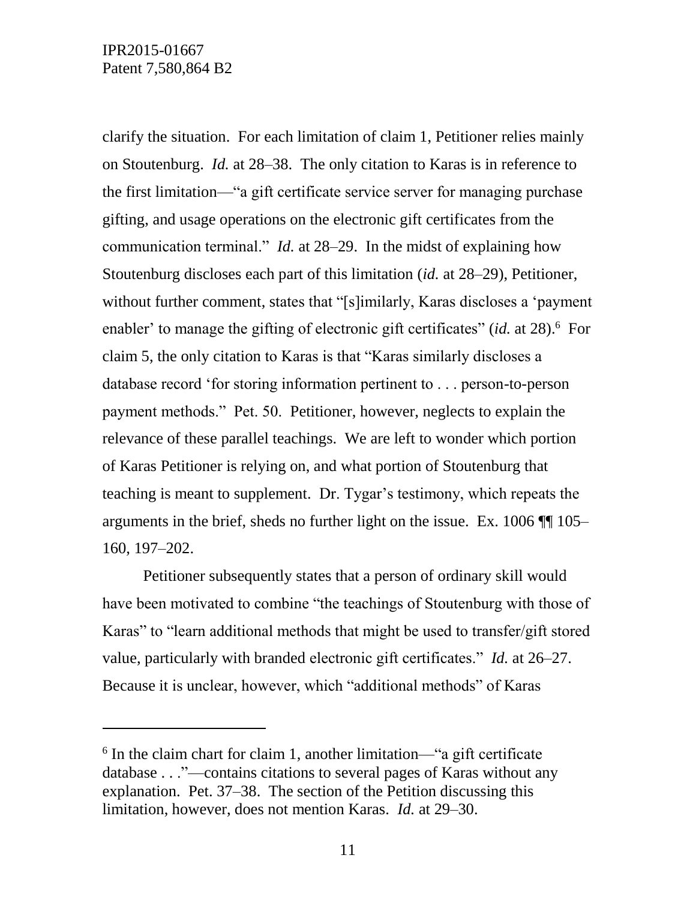clarify the situation. For each limitation of claim 1, Petitioner relies mainly on Stoutenburg. *Id.* at 28–38. The only citation to Karas is in reference to the first limitation—"a gift certificate service server for managing purchase gifting, and usage operations on the electronic gift certificates from the communication terminal." *Id.* at 28–29. In the midst of explaining how Stoutenburg discloses each part of this limitation (*id.* at 28–29), Petitioner, without further comment, states that "[s]imilarly, Karas discloses a 'payment enabler' to manage the gifting of electronic gift certificates" (*id.* at 28).[6] For claim 5, the only citation to Karas is that "Karas similarly discloses a database record 'for storing information pertinent to . . . person-to-person payment methods." Pet. 50. Petitioner, however, neglects to explain the relevance of these parallel teachings. We are left to wonder which portion of Karas Petitioner is relying on, and what portion of Stoutenburg that teaching is meant to supplement. Dr. Tygar's testimony, which repeats the arguments in the brief, sheds no further light on the issue. Ex. 1006 ¶¶ 105–160, 197–202.

Petitioner subsequently states that a person of ordinary skill would have been motivated to combine "the teachings of Stoutenburg with those of Karas" to "learn additional methods that might be used to transfer/gift stored value, particularly with branded electronic gift certificates." *Id.* at 26–27. Because it is unclear, however, which "additional methods" of Karas

[6] In the claim chart for claim 1, another limitation—"a gift certificate database . . ."—contains citations to several pages of Karas without any explanation. Pet. 37–38. The section of the Petition discussing this limitation, however, does not mention Karas. *Id.* at 29–30.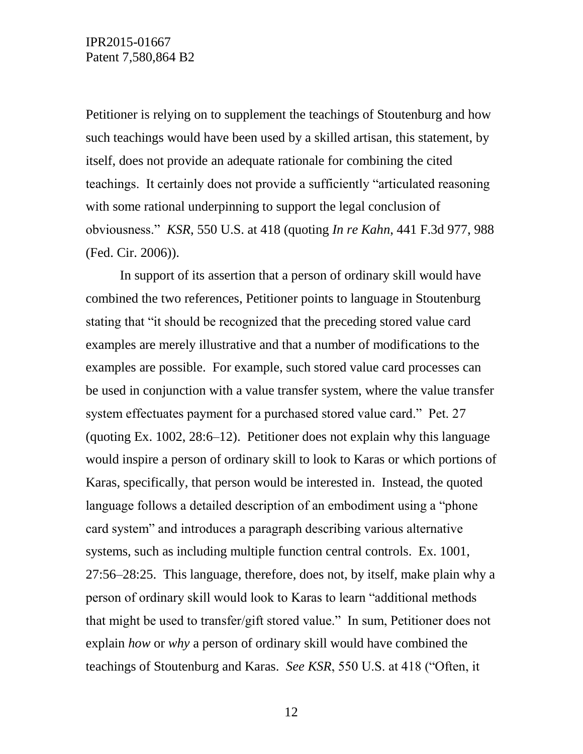Petitioner is relying on to supplement the teachings of Stoutenburg and how such teachings would have been used by a skilled artisan, this statement, by itself, does not provide an adequate rationale for combining the cited teachings. It certainly does not provide a sufficiently "articulated reasoning with some rational underpinning to support the legal conclusion of obviousness." *KSR*, 550 U.S. at 418 (quoting *In re Kahn*, 441 F.3d 977, 988 (Fed. Cir. 2006)).

In support of its assertion that a person of ordinary skill would have combined the two references, Petitioner points to language in Stoutenburg stating that "it should be recognized that the preceding stored value card examples are merely illustrative and that a number of modifications to the examples are possible. For example, such stored value card processes can be used in conjunction with a value transfer system, where the value transfer system effectuates payment for a purchased stored value card." Pet. 27 (quoting Ex. 1002, 28:6–12). Petitioner does not explain why this language would inspire a person of ordinary skill to look to Karas or which portions of Karas, specifically, that person would be interested in. Instead, the quoted language follows a detailed description of an embodiment using a "phone card system" and introduces a paragraph describing various alternative systems, such as including multiple function central controls. Ex. 1001, 27:56–28:25. This language, therefore, does not, by itself, make plain why a person of ordinary skill would look to Karas to learn "additional methods that might be used to transfer/gift stored value." In sum, Petitioner does not explain *how* or *why* a person of ordinary skill would have combined the teachings of Stoutenburg and Karas. *See KSR*, 550 U.S. at 418 ("Often, it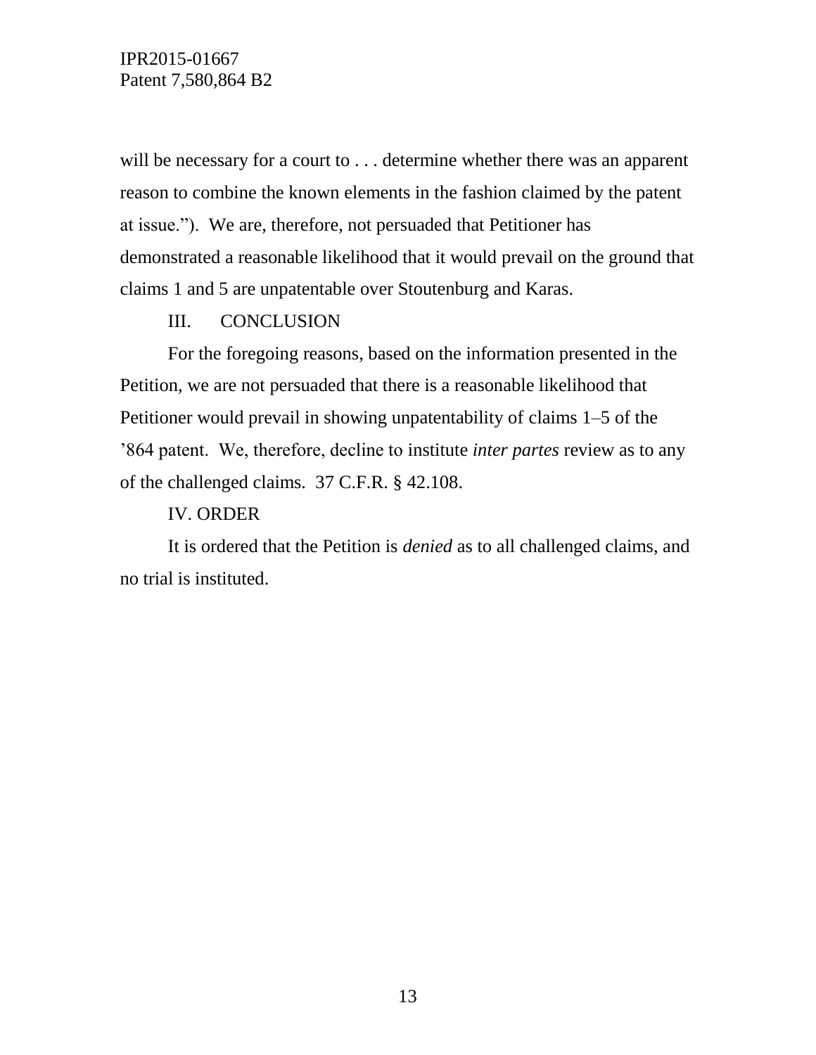will be necessary for a court to . . . determine whether there was an apparent reason to combine the known elements in the fashion claimed by the patent at issue.”). We are, therefore, not persuaded that Petitioner has demonstrated a reasonable likelihood that it would prevail on the ground that claims 1 and 5 are unpatentable over Stoutenburg and Karas.

## III. CONCLUSION

For the foregoing reasons, based on the information presented in the Petition, we are not persuaded that there is a reasonable likelihood that Petitioner would prevail in showing unpatentability of claims 1–5 of the ’864 patent. We, therefore, decline to institute *inter partes* review as to any of the challenged claims. 37 C.F.R. § 42.108.

## IV. ORDER

It is ordered that the Petition is *denied* as to all challenged claims, and no trial is instituted.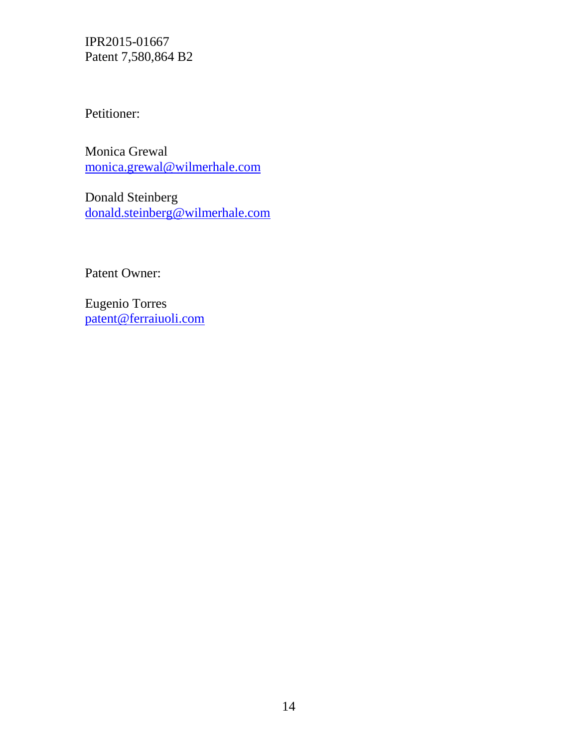Petitioner:

Monica Grewal
monica.grewal@wilmerhale.com

Donald Steinberg
donald.steinberg@wilmerhale.com

Patent Owner:

Eugenio Torres
patent@ferraiuoli.com